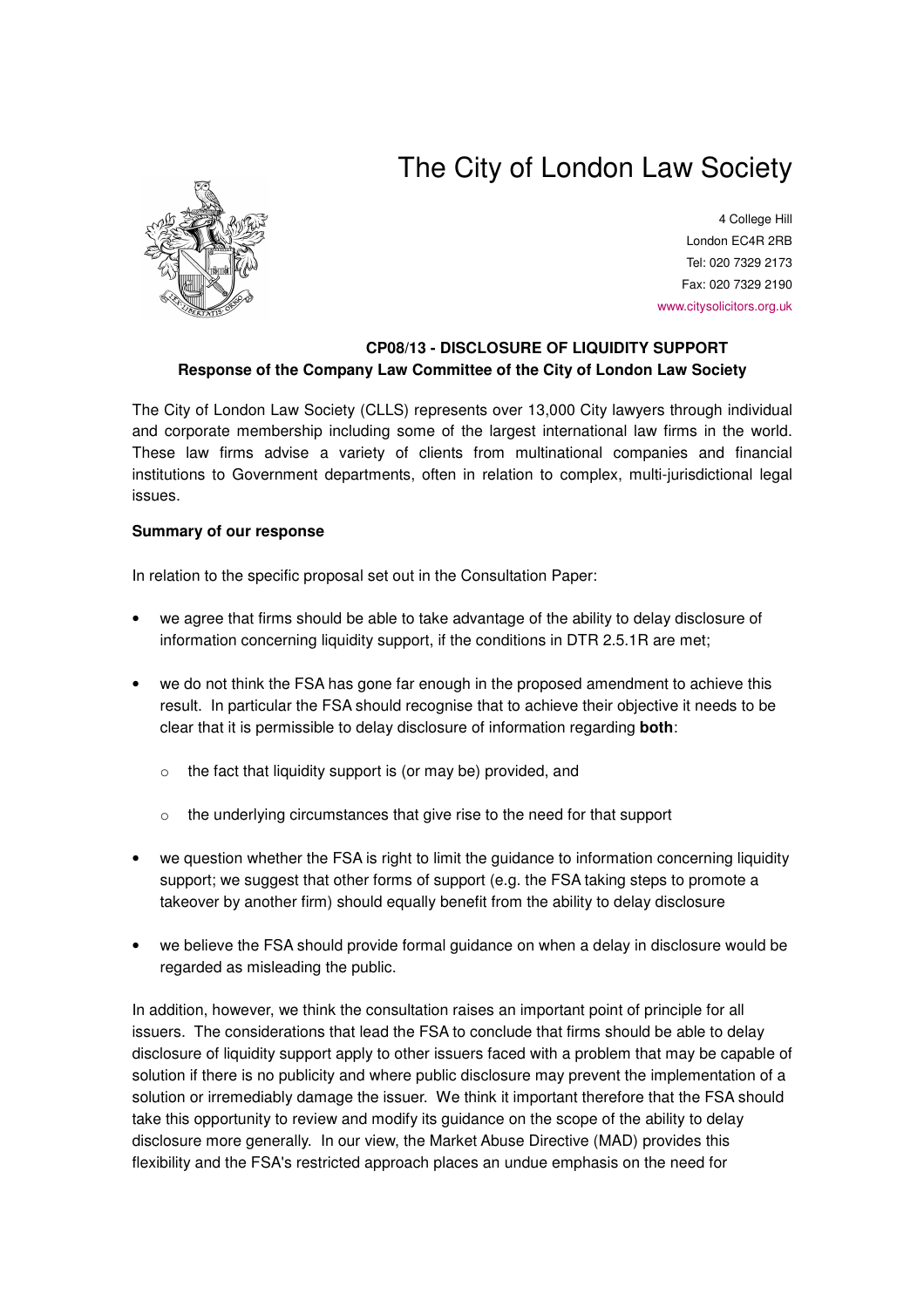# The City of London Law Society

4 College Hill
London EC4R 2RB
Tel: 020 7329 2173
Fax: 020 7329 2190
www.citysolicitors.org.uk

**CP08/13 - DISCLOSURE OF LIQUIDITY SUPPORT**
**Response of the Company Law Committee of the City of London Law Society**

The City of London Law Society (CLLS) represents over 13,000 City lawyers through individual and corporate membership including some of the largest international law firms in the world. These law firms advise a variety of clients from multinational companies and financial institutions to Government departments, often in relation to complex, multi-jurisdictional legal issues.

**Summary of our response**

In relation to the specific proposal set out in the Consultation Paper:

- we agree that firms should be able to take advantage of the ability to delay disclosure of information concerning liquidity support, if the conditions in DTR 2.5.1R are met;
- we do not think the FSA has gone far enough in the proposed amendment to achieve this result. In particular the FSA should recognise that to achieve their objective it needs to be clear that it is permissible to delay disclosure of information regarding **both**:
  - the fact that liquidity support is (or may be) provided, and
  - the underlying circumstances that give rise to the need for that support
- we question whether the FSA is right to limit the guidance to information concerning liquidity support; we suggest that other forms of support (e.g. the FSA taking steps to promote a takeover by another firm) should equally benefit from the ability to delay disclosure
- we believe the FSA should provide formal guidance on when a delay in disclosure would be regarded as misleading the public.

In addition, however, we think the consultation raises an important point of principle for all issuers. The considerations that lead the FSA to conclude that firms should be able to delay disclosure of liquidity support apply to other issuers faced with a problem that may be capable of solution if there is no publicity and where public disclosure may prevent the implementation of a solution or irremediably damage the issuer. We think it important therefore that the FSA should take this opportunity to review and modify its guidance on the scope of the ability to delay disclosure more generally. In our view, the Market Abuse Directive (MAD) provides this flexibility and the FSA's restricted approach places an undue emphasis on the need for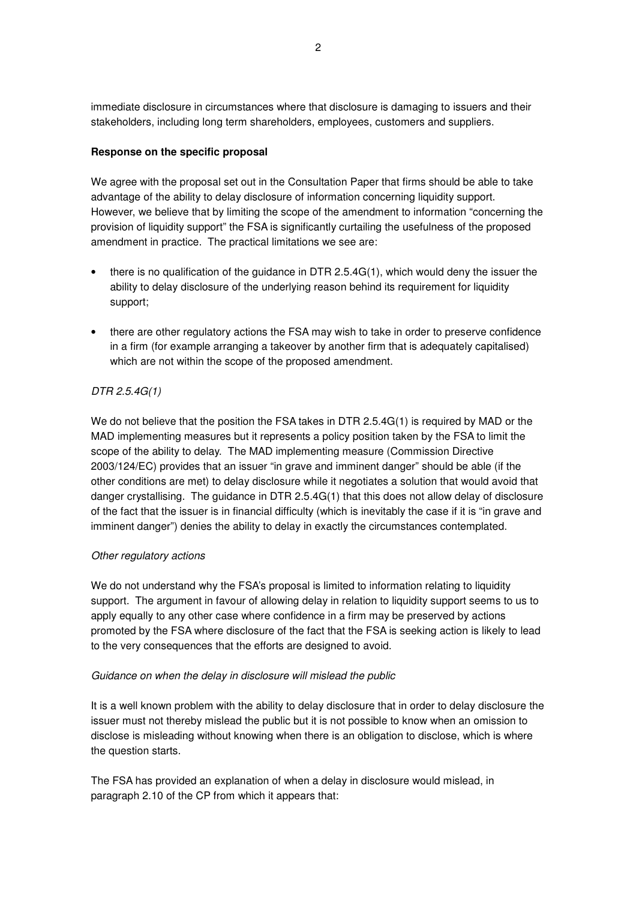immediate disclosure in circumstances where that disclosure is damaging to issuers and their stakeholders, including long term shareholders, employees, customers and suppliers.

**Response on the specific proposal**

We agree with the proposal set out in the Consultation Paper that firms should be able to take advantage of the ability to delay disclosure of information concerning liquidity support. However, we believe that by limiting the scope of the amendment to information "concerning the provision of liquidity support" the FSA is significantly curtailing the usefulness of the proposed amendment in practice. The practical limitations we see are:

- there is no qualification of the guidance in DTR 2.5.4G(1), which would deny the issuer the ability to delay disclosure of the underlying reason behind its requirement for liquidity support;
- there are other regulatory actions the FSA may wish to take in order to preserve confidence in a firm (for example arranging a takeover by another firm that is adequately capitalised) which are not within the scope of the proposed amendment.

*DTR 2.5.4G(1)*

We do not believe that the position the FSA takes in DTR 2.5.4G(1) is required by MAD or the MAD implementing measures but it represents a policy position taken by the FSA to limit the scope of the ability to delay. The MAD implementing measure (Commission Directive 2003/124/EC) provides that an issuer "in grave and imminent danger" should be able (if the other conditions are met) to delay disclosure while it negotiates a solution that would avoid that danger crystallising. The guidance in DTR 2.5.4G(1) that this does not allow delay of disclosure of the fact that the issuer is in financial difficulty (which is inevitably the case if it is "in grave and imminent danger") denies the ability to delay in exactly the circumstances contemplated.

*Other regulatory actions*

We do not understand why the FSA's proposal is limited to information relating to liquidity support. The argument in favour of allowing delay in relation to liquidity support seems to us to apply equally to any other case where confidence in a firm may be preserved by actions promoted by the FSA where disclosure of the fact that the FSA is seeking action is likely to lead to the very consequences that the efforts are designed to avoid.

*Guidance on when the delay in disclosure will mislead the public*

It is a well known problem with the ability to delay disclosure that in order to delay disclosure the issuer must not thereby mislead the public but it is not possible to know when an omission to disclose is misleading without knowing when there is an obligation to disclose, which is where the question starts.

The FSA has provided an explanation of when a delay in disclosure would mislead, in paragraph 2.10 of the CP from which it appears that: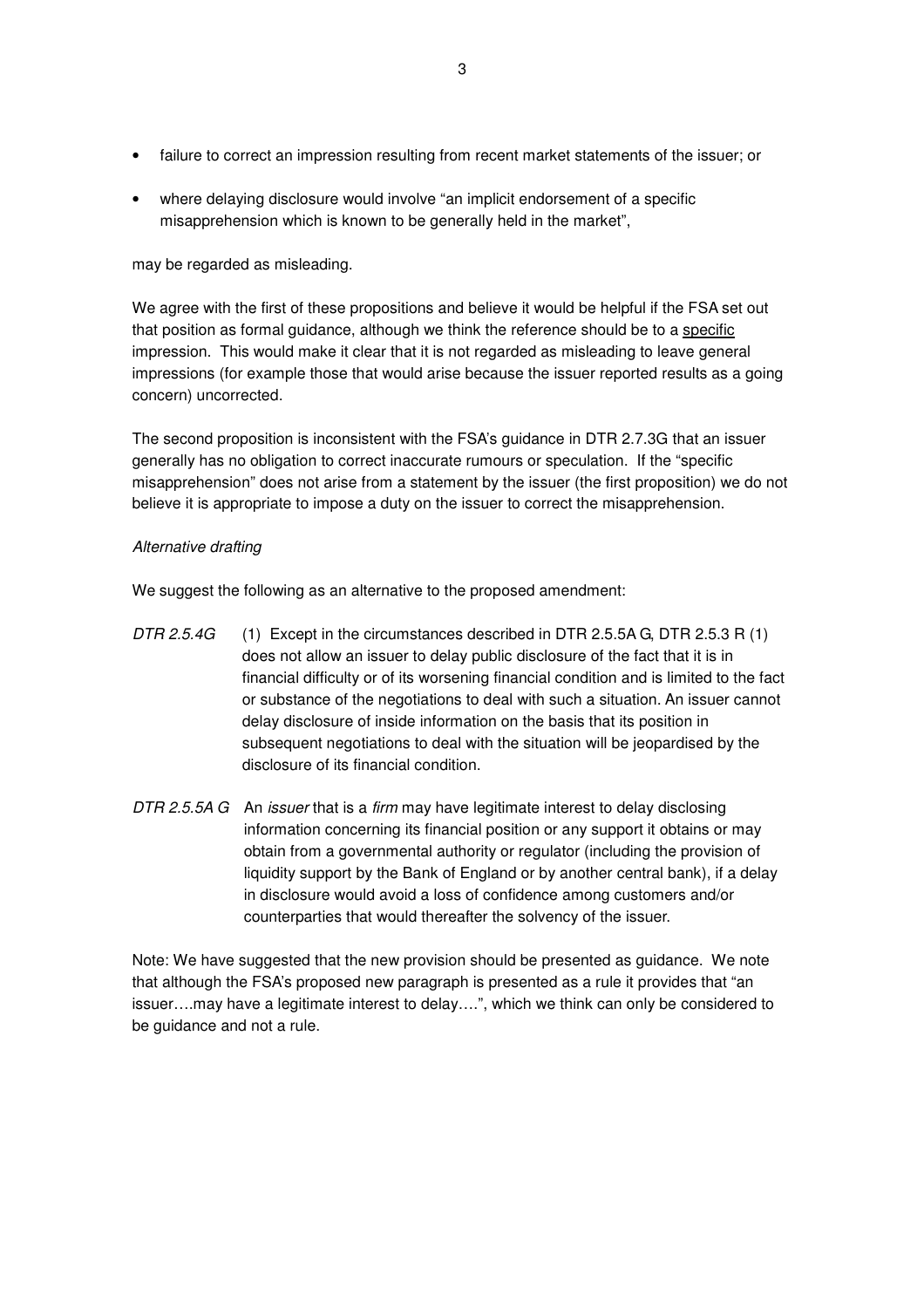- failure to correct an impression resulting from recent market statements of the issuer; or
- where delaying disclosure would involve "an implicit endorsement of a specific misapprehension which is known to be generally held in the market",

may be regarded as misleading.

We agree with the first of these propositions and believe it would be helpful if the FSA set out that position as formal guidance, although we think the reference should be to a <u>specific</u> impression. This would make it clear that it is not regarded as misleading to leave general impressions (for example those that would arise because the issuer reported results as a going concern) uncorrected.

The second proposition is inconsistent with the FSA's guidance in DTR 2.7.3G that an issuer generally has no obligation to correct inaccurate rumours or speculation. If the "specific misapprehension" does not arise from a statement by the issuer (the first proposition) we do not believe it is appropriate to impose a duty on the issuer to correct the misapprehension.

*Alternative drafting*

We suggest the following as an alternative to the proposed amendment:

*DTR 2.5.4G* (1) Except in the circumstances described in DTR 2.5.5A G, DTR 2.5.3 R (1) does not allow an issuer to delay public disclosure of the fact that it is in financial difficulty or of its worsening financial condition and is limited to the fact or substance of the negotiations to deal with such a situation. An issuer cannot delay disclosure of inside information on the basis that its position in subsequent negotiations to deal with the situation will be jeopardised by the disclosure of its financial condition.

*DTR 2.5.5A G* An *issuer* that is a *firm* may have legitimate interest to delay disclosing information concerning its financial position or any support it obtains or may obtain from a governmental authority or regulator (including the provision of liquidity support by the Bank of England or by another central bank), if a delay in disclosure would avoid a loss of confidence among customers and/or counterparties that would thereafter the solvency of the issuer.

Note: We have suggested that the new provision should be presented as guidance. We note that although the FSA's proposed new paragraph is presented as a rule it provides that "an issuer….may have a legitimate interest to delay….", which we think can only be considered to be guidance and not a rule.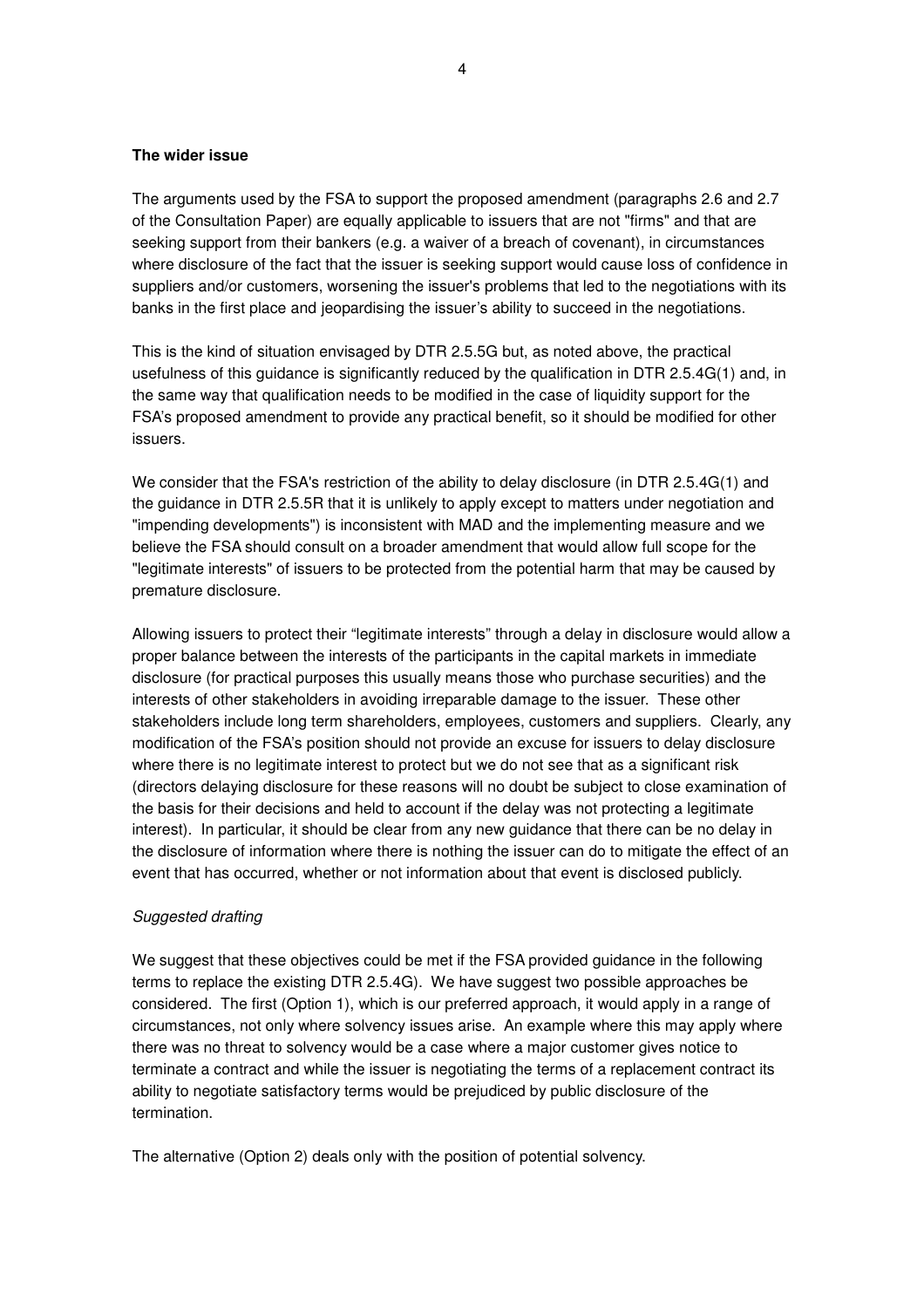**The wider issue**

The arguments used by the FSA to support the proposed amendment (paragraphs 2.6 and 2.7 of the Consultation Paper) are equally applicable to issuers that are not "firms" and that are seeking support from their bankers (e.g. a waiver of a breach of covenant), in circumstances where disclosure of the fact that the issuer is seeking support would cause loss of confidence in suppliers and/or customers, worsening the issuer's problems that led to the negotiations with its banks in the first place and jeopardising the issuer's ability to succeed in the negotiations.

This is the kind of situation envisaged by DTR 2.5.5G but, as noted above, the practical usefulness of this guidance is significantly reduced by the qualification in DTR 2.5.4G(1) and, in the same way that qualification needs to be modified in the case of liquidity support for the FSA's proposed amendment to provide any practical benefit, so it should be modified for other issuers.

We consider that the FSA's restriction of the ability to delay disclosure (in DTR 2.5.4G(1) and the guidance in DTR 2.5.5R that it is unlikely to apply except to matters under negotiation and "impending developments") is inconsistent with MAD and the implementing measure and we believe the FSA should consult on a broader amendment that would allow full scope for the "legitimate interests" of issuers to be protected from the potential harm that may be caused by premature disclosure.

Allowing issuers to protect their "legitimate interests" through a delay in disclosure would allow a proper balance between the interests of the participants in the capital markets in immediate disclosure (for practical purposes this usually means those who purchase securities) and the interests of other stakeholders in avoiding irreparable damage to the issuer. These other stakeholders include long term shareholders, employees, customers and suppliers. Clearly, any modification of the FSA's position should not provide an excuse for issuers to delay disclosure where there is no legitimate interest to protect but we do not see that as a significant risk (directors delaying disclosure for these reasons will no doubt be subject to close examination of the basis for their decisions and held to account if the delay was not protecting a legitimate interest). In particular, it should be clear from any new guidance that there can be no delay in the disclosure of information where there is nothing the issuer can do to mitigate the effect of an event that has occurred, whether or not information about that event is disclosed publicly.

*Suggested drafting*

We suggest that these objectives could be met if the FSA provided guidance in the following terms to replace the existing DTR 2.5.4G). We have suggest two possible approaches be considered. The first (Option 1), which is our preferred approach, it would apply in a range of circumstances, not only where solvency issues arise. An example where this may apply where there was no threat to solvency would be a case where a major customer gives notice to terminate a contract and while the issuer is negotiating the terms of a replacement contract its ability to negotiate satisfactory terms would be prejudiced by public disclosure of the termination.

The alternative (Option 2) deals only with the position of potential solvency.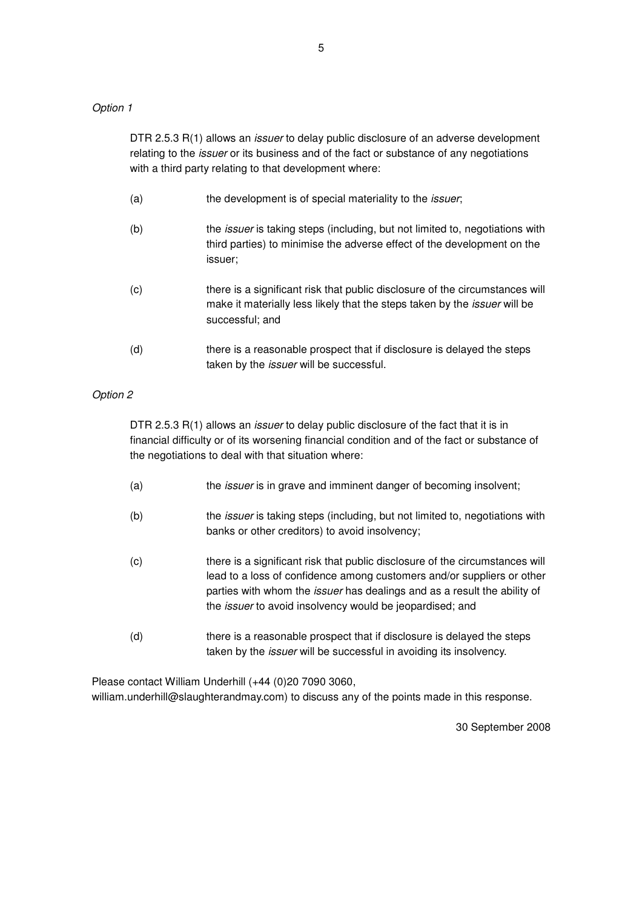*Option 1*

DTR 2.5.3 R(1) allows an *issuer* to delay public disclosure of an adverse development relating to the *issuer* or its business and of the fact or substance of any negotiations with a third party relating to that development where:

(a) the development is of special materiality to the *issuer*;

(b) the *issuer* is taking steps (including, but not limited to, negotiations with third parties) to minimise the adverse effect of the development on the issuer;

(c) there is a significant risk that public disclosure of the circumstances will make it materially less likely that the steps taken by the *issuer* will be successful; and

(d) there is a reasonable prospect that if disclosure is delayed the steps taken by the *issuer* will be successful.

*Option 2*

DTR 2.5.3 R(1) allows an *issuer* to delay public disclosure of the fact that it is in financial difficulty or of its worsening financial condition and of the fact or substance of the negotiations to deal with that situation where:

(a) the *issuer* is in grave and imminent danger of becoming insolvent;

(b) the *issuer* is taking steps (including, but not limited to, negotiations with banks or other creditors) to avoid insolvency;

(c) there is a significant risk that public disclosure of the circumstances will lead to a loss of confidence among customers and/or suppliers or other parties with whom the *issuer* has dealings and as a result the ability of the *issuer* to avoid insolvency would be jeopardised; and

(d) there is a reasonable prospect that if disclosure is delayed the steps taken by the *issuer* will be successful in avoiding its insolvency.

Please contact William Underhill (+44 (0)20 7090 3060, william.underhill@slaughterandmay.com) to discuss any of the points made in this response.

30 September 2008